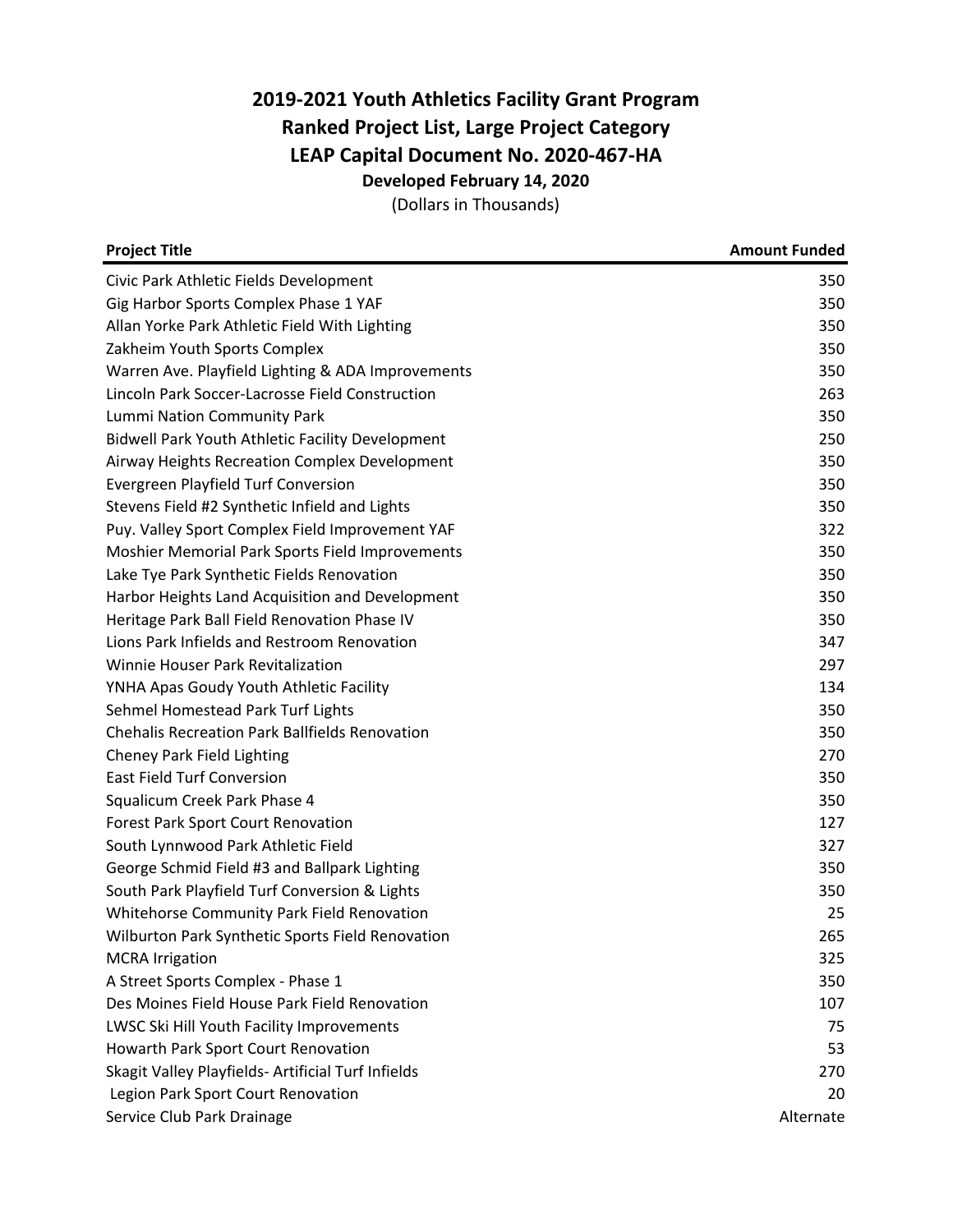# 2019-2021 Youth Athletics Facility Grant Program
# Ranked Project List, Large Project Category
# LEAP Capital Document No. 2020-467-HA

**Developed February 14, 2020**

(Dollars in Thousands)

| Project Title | Amount Funded |
|---|---|
| Civic Park Athletic Fields Development | 350 |
| Gig Harbor Sports Complex Phase 1 YAF | 350 |
| Allan Yorke Park Athletic Field With Lighting | 350 |
| Zakheim Youth Sports Complex | 350 |
| Warren Ave. Playfield Lighting & ADA Improvements | 350 |
| Lincoln Park Soccer-Lacrosse Field Construction | 263 |
| Lummi Nation Community Park | 350 |
| Bidwell Park Youth Athletic Facility Development | 250 |
| Airway Heights Recreation Complex Development | 350 |
| Evergreen Playfield Turf Conversion | 350 |
| Stevens Field #2 Synthetic Infield and Lights | 350 |
| Puy. Valley Sport Complex Field Improvement YAF | 322 |
| Moshier Memorial Park Sports Field Improvements | 350 |
| Lake Tye Park Synthetic Fields Renovation | 350 |
| Harbor Heights Land Acquisition and Development | 350 |
| Heritage Park Ball Field Renovation Phase IV | 350 |
| Lions Park Infields and Restroom Renovation | 347 |
| Winnie Houser Park Revitalization | 297 |
| YNHA Apas Goudy Youth Athletic Facility | 134 |
| Sehmel Homestead Park Turf Lights | 350 |
| Chehalis Recreation Park Ballfields Renovation | 350 |
| Cheney Park Field Lighting | 270 |
| East Field Turf Conversion | 350 |
| Squalicum Creek Park Phase 4 | 350 |
| Forest Park Sport Court Renovation | 127 |
| South Lynnwood Park Athletic Field | 327 |
| George Schmid Field #3 and Ballpark Lighting | 350 |
| South Park Playfield Turf Conversion & Lights | 350 |
| Whitehorse Community Park Field Renovation | 25 |
| Wilburton Park Synthetic Sports Field Renovation | 265 |
| MCRA Irrigation | 325 |
| A Street Sports Complex - Phase 1 | 350 |
| Des Moines Field House Park Field Renovation | 107 |
| LWSC Ski Hill Youth Facility Improvements | 75 |
| Howarth Park Sport Court Renovation | 53 |
| Skagit Valley Playfields- Artificial Turf Infields | 270 |
| Legion Park Sport Court Renovation | 20 |
| Service Club Park Drainage | Alternate |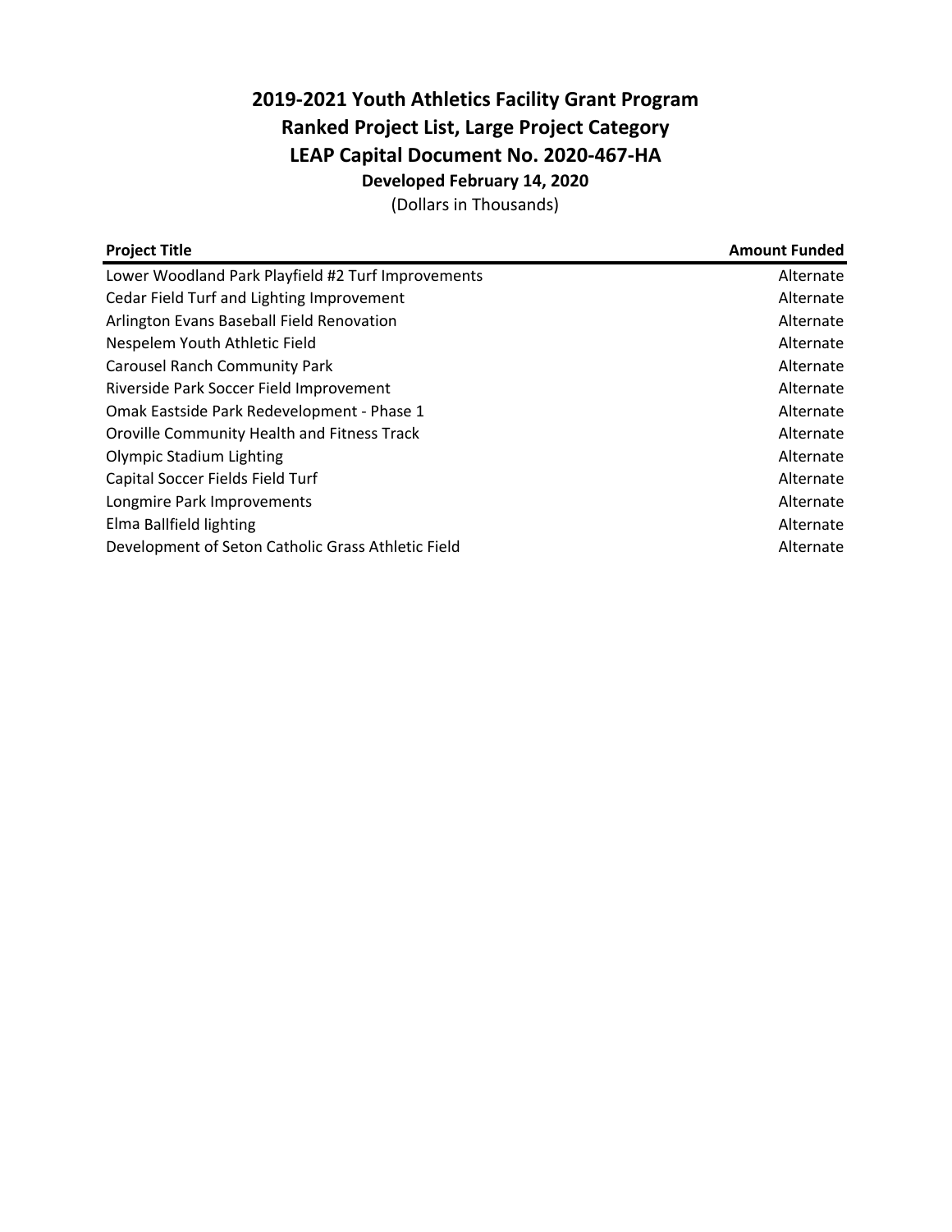## 2019-2021 Youth Athletics Facility Grant Program
## Ranked Project List, Large Project Category
## LEAP Capital Document No. 2020-467-HA
### Developed February 14, 2020

(Dollars in Thousands)

| Project Title | Amount Funded |
|---|---|
| Lower Woodland Park Playfield #2 Turf Improvements | Alternate |
| Cedar Field Turf and Lighting Improvement | Alternate |
| Arlington Evans Baseball Field Renovation | Alternate |
| Nespelem Youth Athletic Field | Alternate |
| Carousel Ranch Community Park | Alternate |
| Riverside Park Soccer Field Improvement | Alternate |
| Omak Eastside Park Redevelopment - Phase 1 | Alternate |
| Oroville Community Health and Fitness Track | Alternate |
| Olympic Stadium Lighting | Alternate |
| Capital Soccer Fields Field Turf | Alternate |
| Longmire Park Improvements | Alternate |
| Elma Ballfield lighting | Alternate |
| Development of Seton Catholic Grass Athletic Field | Alternate |